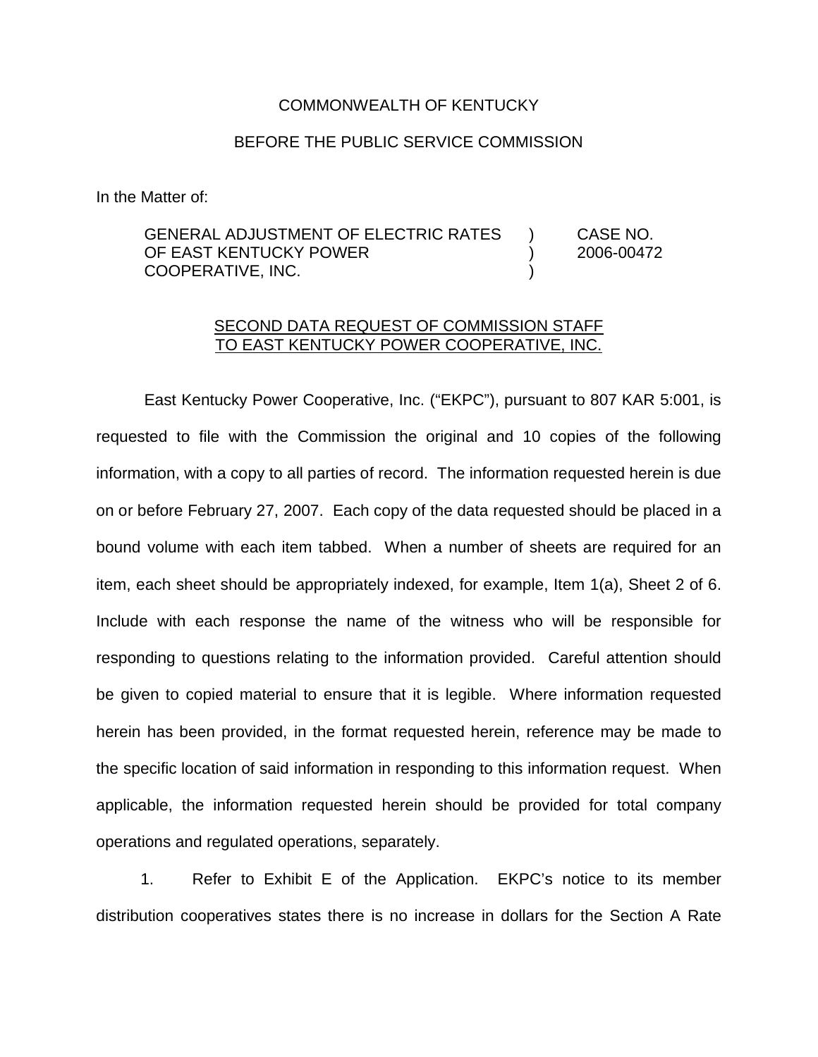COMMONWEALTH OF KENTUCKY

BEFORE THE PUBLIC SERVICE COMMISSION

In the Matter of:

| | | |
|---|---|---|
| GENERAL ADJUSTMENT OF ELECTRIC RATES OF EAST KENTUCKY POWER COOPERATIVE, INC. | ) ) ) | CASE NO. 2006-00472 |

<u>SECOND DATA REQUEST OF COMMISSION STAFF TO EAST KENTUCKY POWER COOPERATIVE, INC.</u>

East Kentucky Power Cooperative, Inc. ("EKPC"), pursuant to 807 KAR 5:001, is requested to file with the Commission the original and 10 copies of the following information, with a copy to all parties of record. The information requested herein is due on or before February 27, 2007. Each copy of the data requested should be placed in a bound volume with each item tabbed. When a number of sheets are required for an item, each sheet should be appropriately indexed, for example, Item 1(a), Sheet 2 of 6. Include with each response the name of the witness who will be responsible for responding to questions relating to the information provided. Careful attention should be given to copied material to ensure that it is legible. Where information requested herein has been provided, in the format requested herein, reference may be made to the specific location of said information in responding to this information request. When applicable, the information requested herein should be provided for total company operations and regulated operations, separately.

1. Refer to Exhibit E of the Application. EKPC's notice to its member distribution cooperatives states there is no increase in dollars for the Section A Rate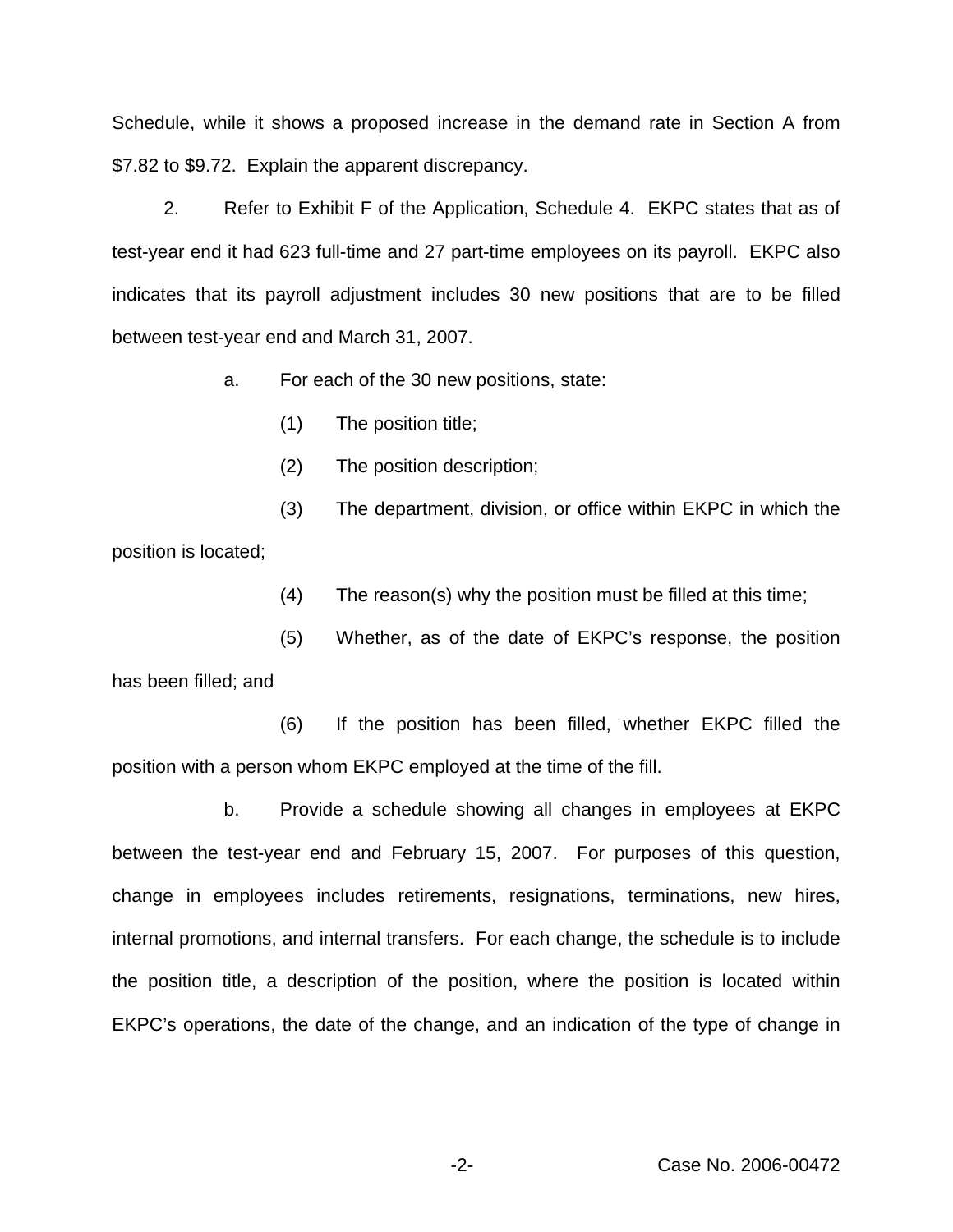Schedule, while it shows a proposed increase in the demand rate in Section A from $7.82 to $9.72. Explain the apparent discrepancy.

2. Refer to Exhibit F of the Application, Schedule 4. EKPC states that as of test-year end it had 623 full-time and 27 part-time employees on its payroll. EKPC also indicates that its payroll adjustment includes 30 new positions that are to be filled between test-year end and March 31, 2007.

a. For each of the 30 new positions, state:

(1) The position title;

(2) The position description;

(3) The department, division, or office within EKPC in which the position is located;

(4) The reason(s) why the position must be filled at this time;

(5) Whether, as of the date of EKPC's response, the position has been filled; and

(6) If the position has been filled, whether EKPC filled the position with a person whom EKPC employed at the time of the fill.

b. Provide a schedule showing all changes in employees at EKPC between the test-year end and February 15, 2007. For purposes of this question, change in employees includes retirements, resignations, terminations, new hires, internal promotions, and internal transfers. For each change, the schedule is to include the position title, a description of the position, where the position is located within EKPC's operations, the date of the change, and an indication of the type of change in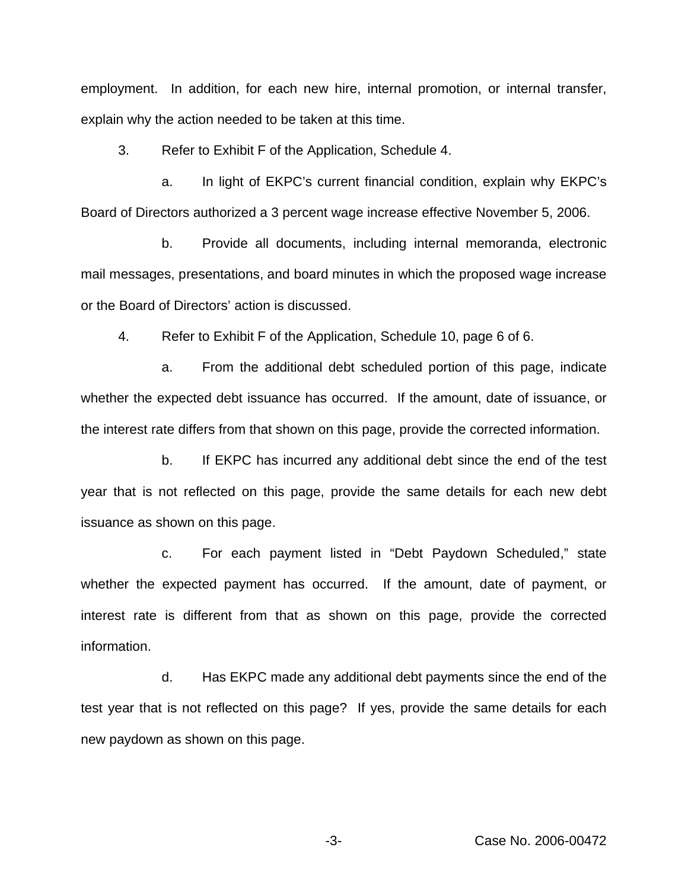employment. In addition, for each new hire, internal promotion, or internal transfer, explain why the action needed to be taken at this time.

3. Refer to Exhibit F of the Application, Schedule 4.

a. In light of EKPC's current financial condition, explain why EKPC's Board of Directors authorized a 3 percent wage increase effective November 5, 2006.

b. Provide all documents, including internal memoranda, electronic mail messages, presentations, and board minutes in which the proposed wage increase or the Board of Directors' action is discussed.

4. Refer to Exhibit F of the Application, Schedule 10, page 6 of 6.

a. From the additional debt scheduled portion of this page, indicate whether the expected debt issuance has occurred. If the amount, date of issuance, or the interest rate differs from that shown on this page, provide the corrected information.

b. If EKPC has incurred any additional debt since the end of the test year that is not reflected on this page, provide the same details for each new debt issuance as shown on this page.

c. For each payment listed in "Debt Paydown Scheduled," state whether the expected payment has occurred. If the amount, date of payment, or interest rate is different from that as shown on this page, provide the corrected information.

d. Has EKPC made any additional debt payments since the end of the test year that is not reflected on this page? If yes, provide the same details for each new paydown as shown on this page.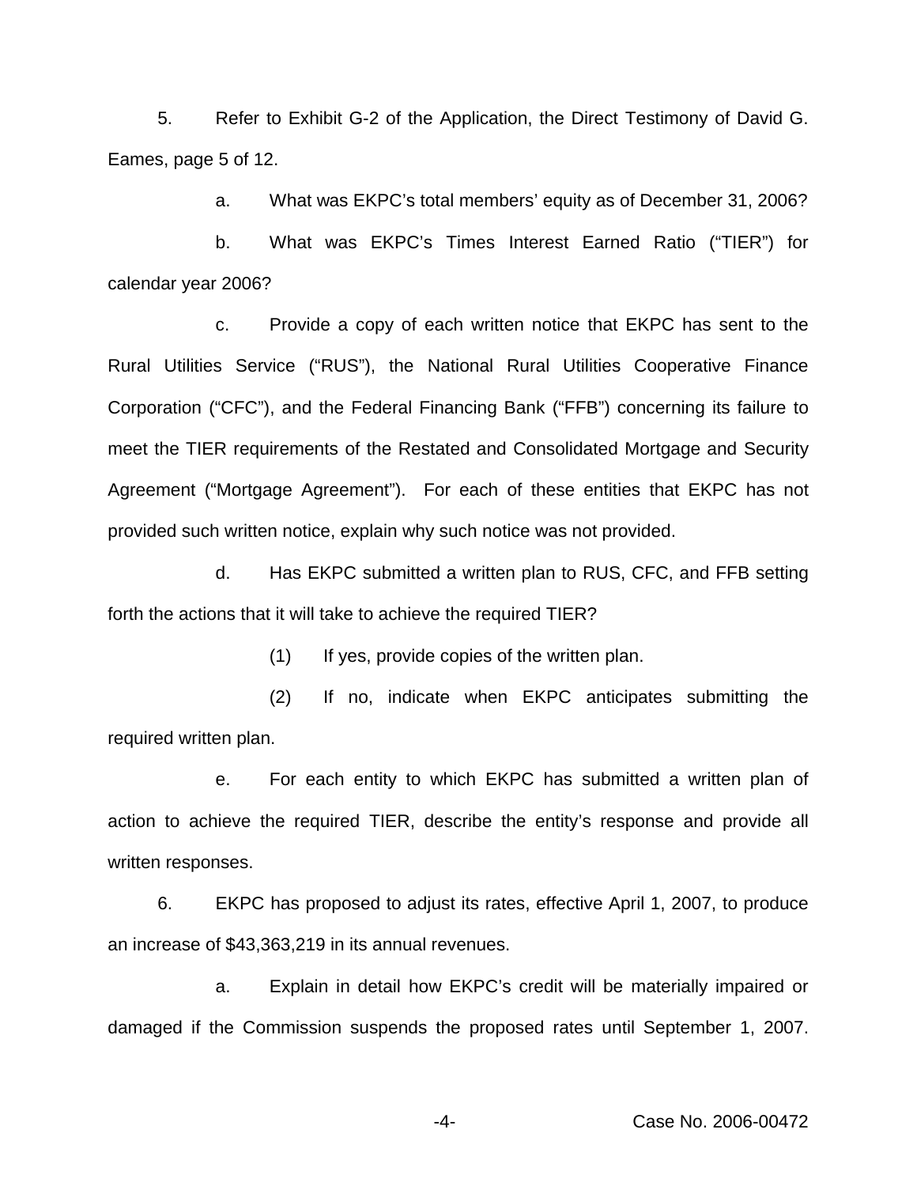5. Refer to Exhibit G-2 of the Application, the Direct Testimony of David G. Eames, page 5 of 12.

a. What was EKPC's total members' equity as of December 31, 2006?

b. What was EKPC's Times Interest Earned Ratio ("TIER") for calendar year 2006?

c. Provide a copy of each written notice that EKPC has sent to the Rural Utilities Service ("RUS"), the National Rural Utilities Cooperative Finance Corporation ("CFC"), and the Federal Financing Bank ("FFB") concerning its failure to meet the TIER requirements of the Restated and Consolidated Mortgage and Security Agreement ("Mortgage Agreement"). For each of these entities that EKPC has not provided such written notice, explain why such notice was not provided.

d. Has EKPC submitted a written plan to RUS, CFC, and FFB setting forth the actions that it will take to achieve the required TIER?

(1) If yes, provide copies of the written plan.

(2) If no, indicate when EKPC anticipates submitting the required written plan.

e. For each entity to which EKPC has submitted a written plan of action to achieve the required TIER, describe the entity's response and provide all written responses.

6. EKPC has proposed to adjust its rates, effective April 1, 2007, to produce an increase of $43,363,219 in its annual revenues.

a. Explain in detail how EKPC's credit will be materially impaired or damaged if the Commission suspends the proposed rates until September 1, 2007.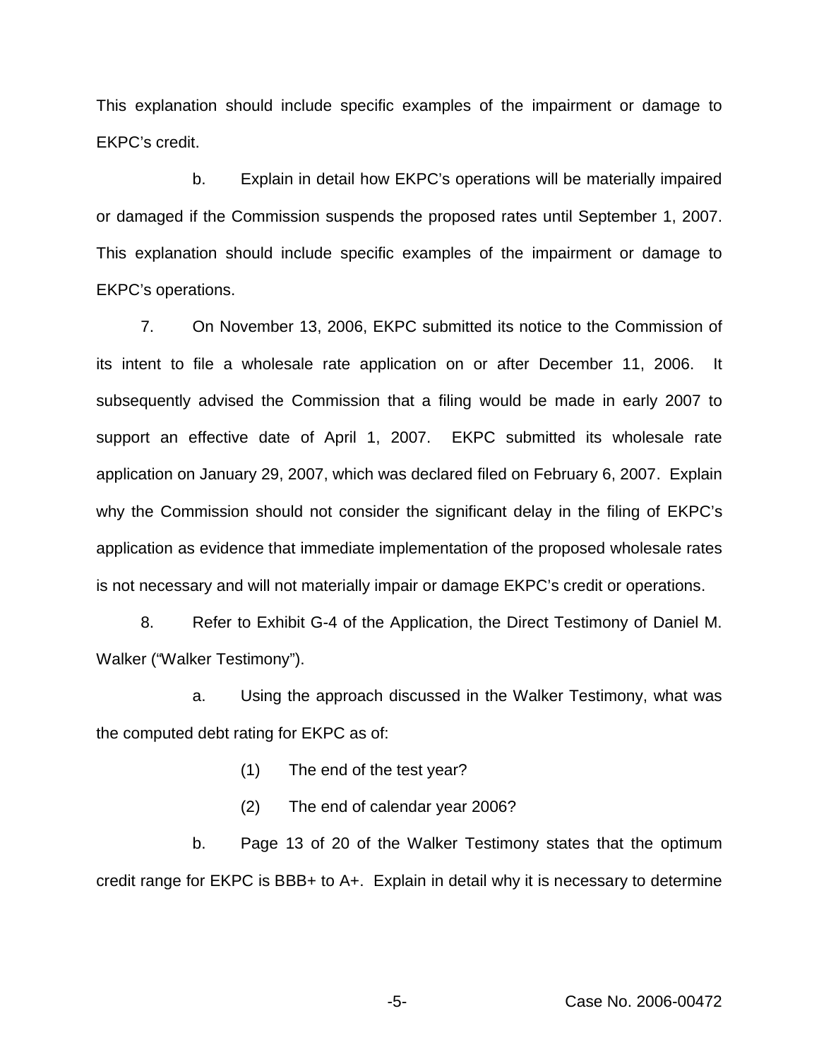This explanation should include specific examples of the impairment or damage to EKPC's credit.

b. Explain in detail how EKPC's operations will be materially impaired or damaged if the Commission suspends the proposed rates until September 1, 2007. This explanation should include specific examples of the impairment or damage to EKPC's operations.

7. On November 13, 2006, EKPC submitted its notice to the Commission of its intent to file a wholesale rate application on or after December 11, 2006. It subsequently advised the Commission that a filing would be made in early 2007 to support an effective date of April 1, 2007. EKPC submitted its wholesale rate application on January 29, 2007, which was declared filed on February 6, 2007. Explain why the Commission should not consider the significant delay in the filing of EKPC's application as evidence that immediate implementation of the proposed wholesale rates is not necessary and will not materially impair or damage EKPC's credit or operations.

8. Refer to Exhibit G-4 of the Application, the Direct Testimony of Daniel M. Walker ("Walker Testimony").

a. Using the approach discussed in the Walker Testimony, what was the computed debt rating for EKPC as of:

(1) The end of the test year?

(2) The end of calendar year 2006?

b. Page 13 of 20 of the Walker Testimony states that the optimum credit range for EKPC is BBB+ to A+. Explain in detail why it is necessary to determine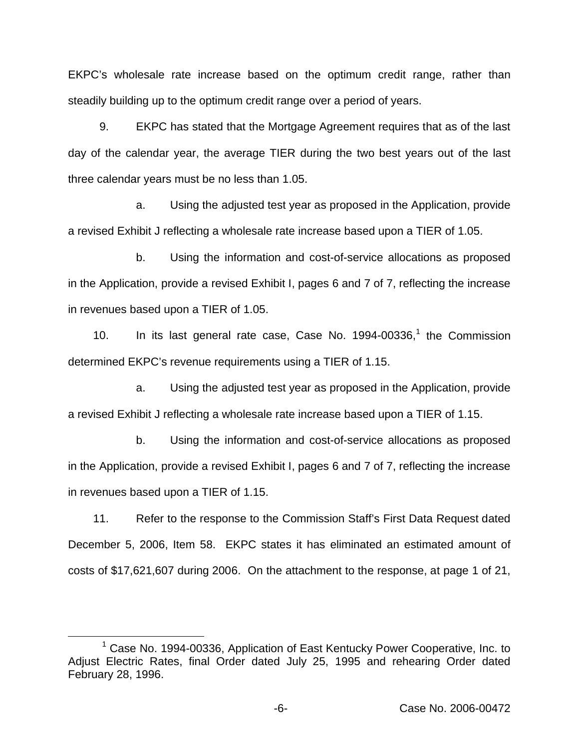EKPC's wholesale rate increase based on the optimum credit range, rather than steadily building up to the optimum credit range over a period of years.

9. EKPC has stated that the Mortgage Agreement requires that as of the last day of the calendar year, the average TIER during the two best years out of the last three calendar years must be no less than 1.05.

a. Using the adjusted test year as proposed in the Application, provide a revised Exhibit J reflecting a wholesale rate increase based upon a TIER of 1.05.

b. Using the information and cost-of-service allocations as proposed in the Application, provide a revised Exhibit I, pages 6 and 7 of 7, reflecting the increase in revenues based upon a TIER of 1.05.

10. In its last general rate case, Case No. 1994-00336,[1] the Commission determined EKPC's revenue requirements using a TIER of 1.15.

a. Using the adjusted test year as proposed in the Application, provide a revised Exhibit J reflecting a wholesale rate increase based upon a TIER of 1.15.

b. Using the information and cost-of-service allocations as proposed in the Application, provide a revised Exhibit I, pages 6 and 7 of 7, reflecting the increase in revenues based upon a TIER of 1.15.

11. Refer to the response to the Commission Staff's First Data Request dated December 5, 2006, Item 58. EKPC states it has eliminated an estimated amount of costs of $17,621,607 during 2006. On the attachment to the response, at page 1 of 21,

---

[1] Case No. 1994-00336, Application of East Kentucky Power Cooperative, Inc. to Adjust Electric Rates, final Order dated July 25, 1995 and rehearing Order dated February 28, 1996.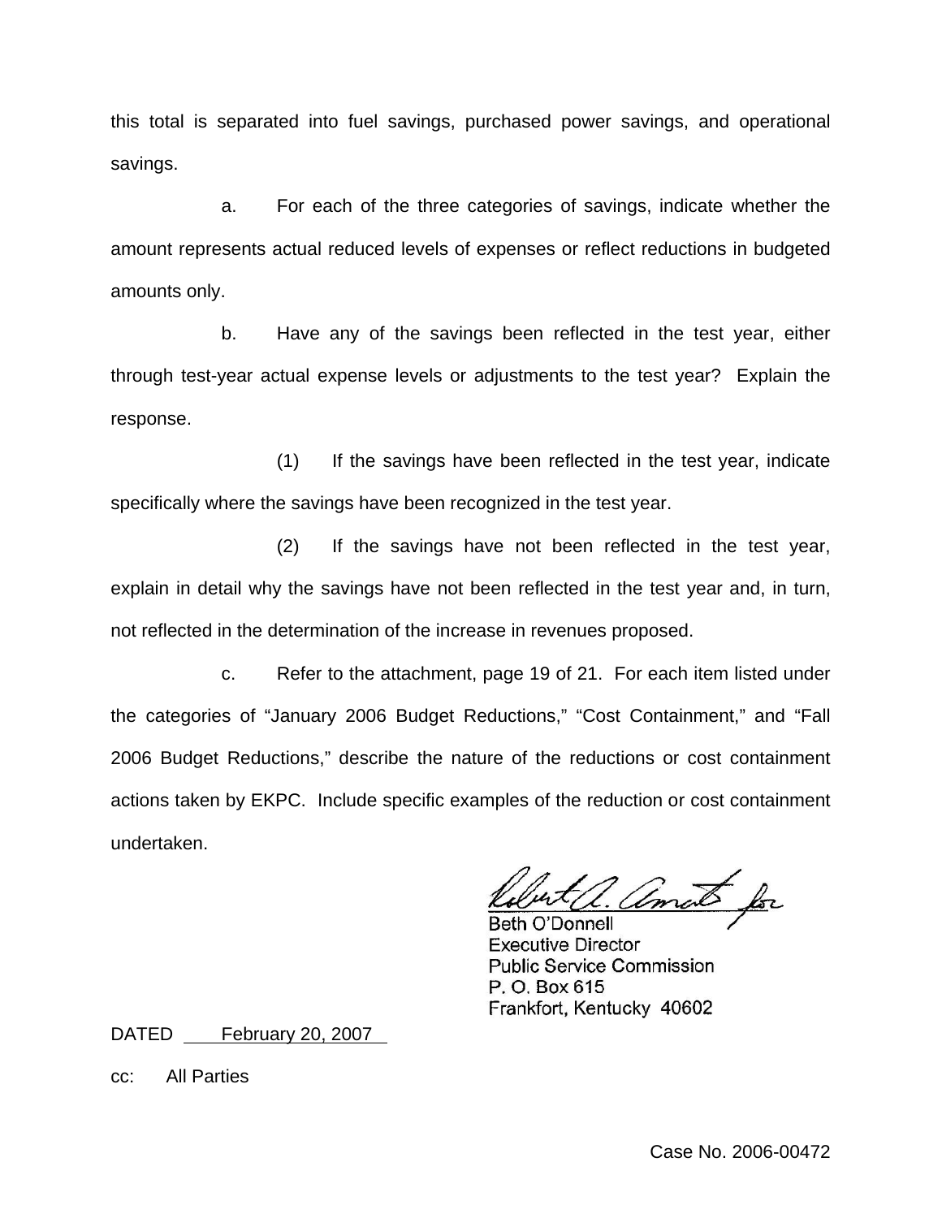this total is separated into fuel savings, purchased power savings, and operational savings.

a. For each of the three categories of savings, indicate whether the amount represents actual reduced levels of expenses or reflect reductions in budgeted amounts only.

b. Have any of the savings been reflected in the test year, either through test-year actual expense levels or adjustments to the test year? Explain the response.

(1) If the savings have been reflected in the test year, indicate specifically where the savings have been recognized in the test year.

(2) If the savings have not been reflected in the test year, explain in detail why the savings have not been reflected in the test year and, in turn, not reflected in the determination of the increase in revenues proposed.

c. Refer to the attachment, page 19 of 21. For each item listed under the categories of "January 2006 Budget Reductions," "Cost Containment," and "Fall 2006 Budget Reductions," describe the nature of the reductions or cost containment actions taken by EKPC. Include specific examples of the reduction or cost containment undertaken.

Robert A. Amato for
Beth O'Donnell
Executive Director
Public Service Commission
P. O. Box 615
Frankfort, Kentucky 40602

DATED February 20, 2007

cc: All Parties

Case No. 2006-00472